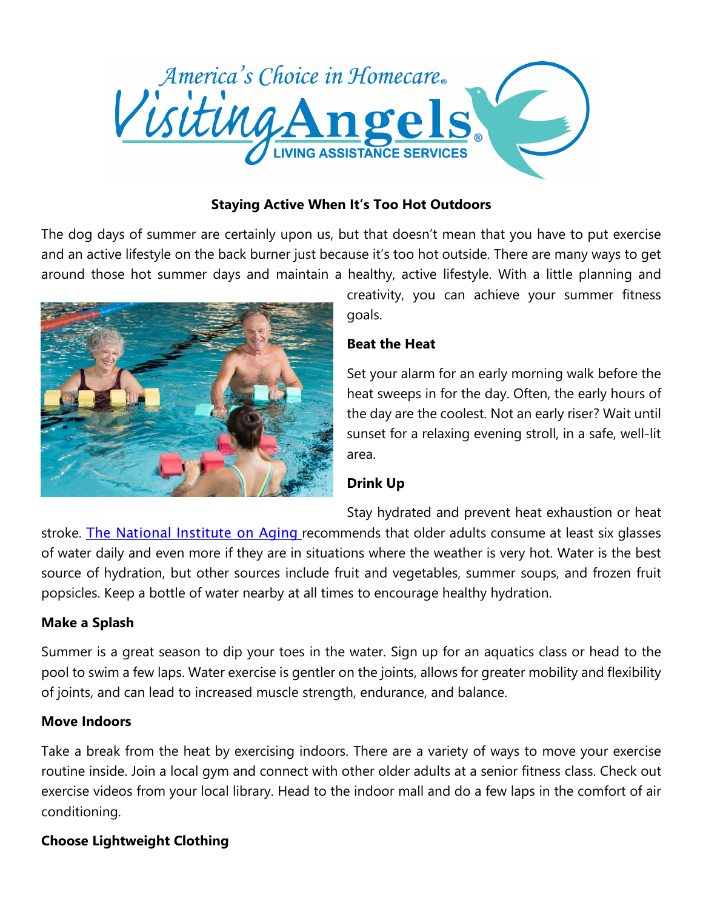America's Choice in Homecare®

Visiting Angels® LIVING ASSISTANCE SERVICES

## Staying Active When It's Too Hot Outdoors

The dog days of summer are certainly upon us, but that doesn't mean that you have to put exercise and an active lifestyle on the back burner just because it's too hot outside. There are many ways to get around those hot summer days and maintain a healthy, active lifestyle. With a little planning and creativity, you can achieve your summer fitness goals.

### Beat the Heat

Set your alarm for an early morning walk before the heat sweeps in for the day. Often, the early hours of the day are the coolest. Not an early riser? Wait until sunset for a relaxing evening stroll, in a safe, well-lit area.

### Drink Up

Stay hydrated and prevent heat exhaustion or heat stroke. The National Institute on Aging recommends that older adults consume at least six glasses of water daily and even more if they are in situations where the weather is very hot. Water is the best source of hydration, but other sources include fruit and vegetables, summer soups, and frozen fruit popsicles. Keep a bottle of water nearby at all times to encourage healthy hydration.

### Make a Splash

Summer is a great season to dip your toes in the water. Sign up for an aquatics class or head to the pool to swim a few laps. Water exercise is gentler on the joints, allows for greater mobility and flexibility of joints, and can lead to increased muscle strength, endurance, and balance.

### Move Indoors

Take a break from the heat by exercising indoors. There are a variety of ways to move your exercise routine inside. Join a local gym and connect with other older adults at a senior fitness class. Check out exercise videos from your local library. Head to the indoor mall and do a few laps in the comfort of air conditioning.

### Choose Lightweight Clothing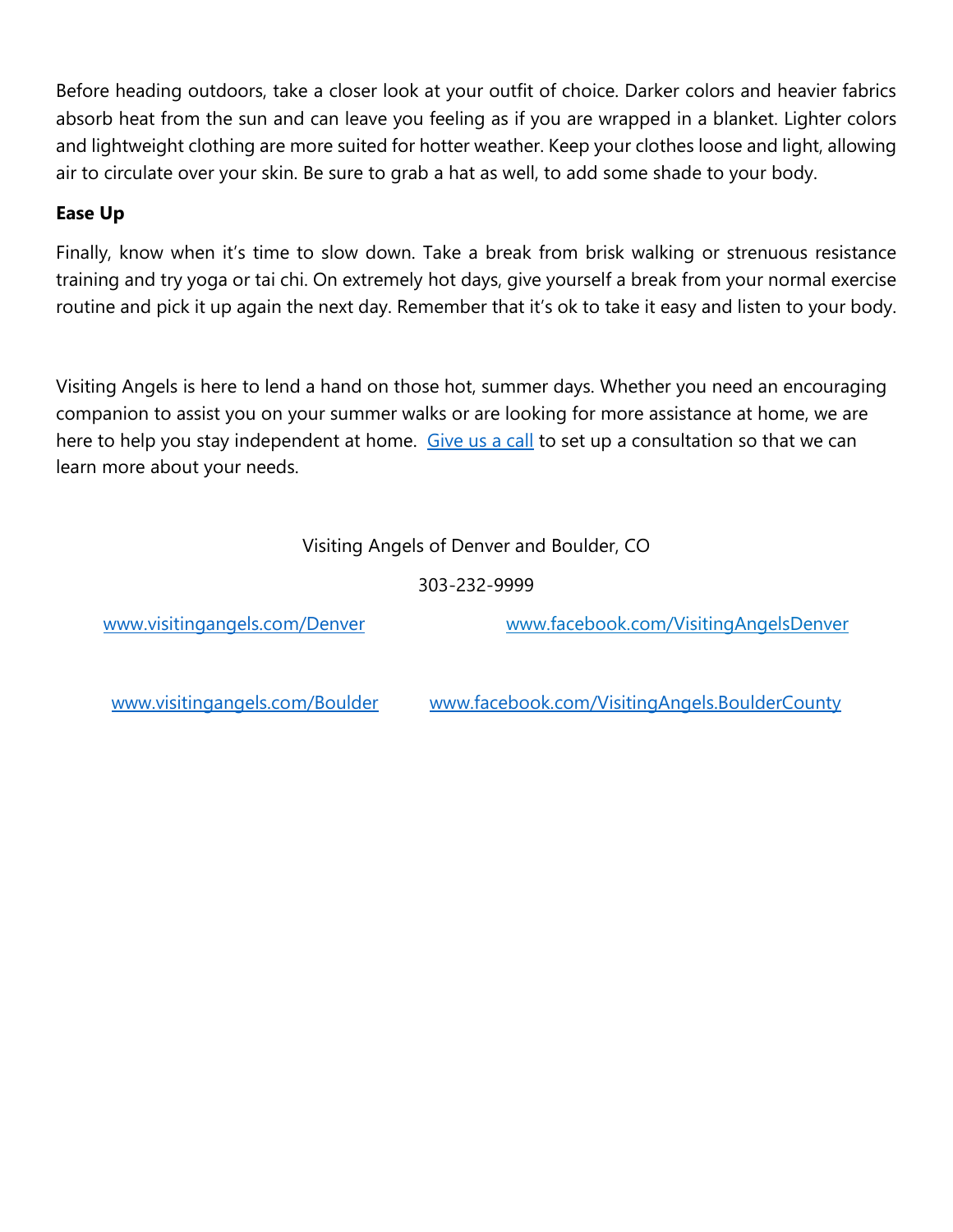Before heading outdoors, take a closer look at your outfit of choice. Darker colors and heavier fabrics absorb heat from the sun and can leave you feeling as if you are wrapped in a blanket. Lighter colors and lightweight clothing are more suited for hotter weather. Keep your clothes loose and light, allowing air to circulate over your skin. Be sure to grab a hat as well, to add some shade to your body.

**Ease Up**

Finally, know when it's time to slow down. Take a break from brisk walking or strenuous resistance training and try yoga or tai chi. On extremely hot days, give yourself a break from your normal exercise routine and pick it up again the next day. Remember that it's ok to take it easy and listen to your body.

Visiting Angels is here to lend a hand on those hot, summer days. Whether you need an encouraging companion to assist you on your summer walks or are looking for more assistance at home, we are here to help you stay independent at home. Give us a call to set up a consultation so that we can learn more about your needs.

Visiting Angels of Denver and Boulder, CO

303-232-9999

www.visitingangels.com/Denver

www.facebook.com/VisitingAngelsDenver

www.visitingangels.com/Boulder

www.facebook.com/VisitingAngels.BoulderCounty